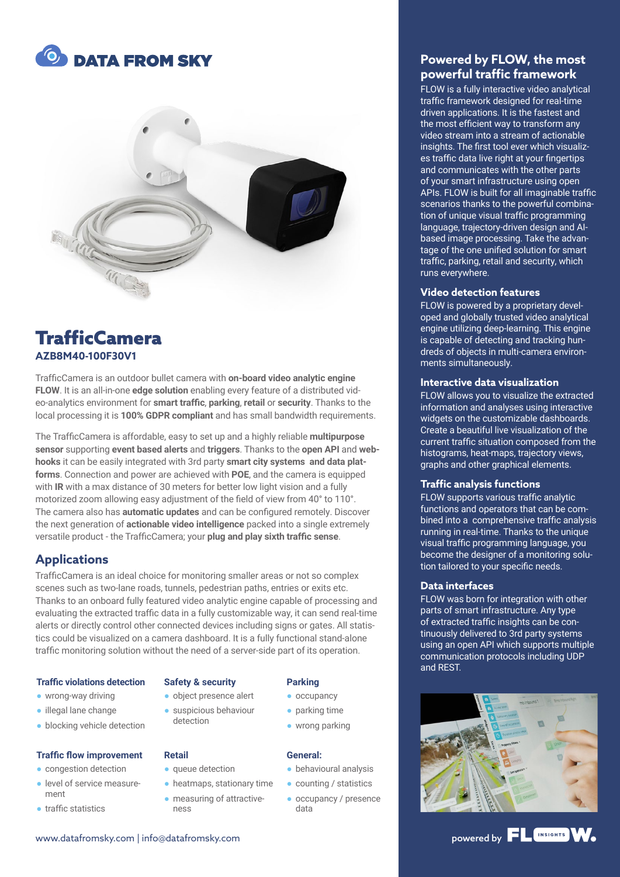# DATA FROM SKY

## TrafficCamera

**AZB8M40-100F30V1**

TrafficCamera is an outdoor bullet camera with **on-board video analytic engine FLOW**. It is an all-in-one **edge solution** enabling every feature of a distributed video-analytics environment for **smart traffic**, **parking**, **retail** or **security**. Thanks to the local processing it is **100% GDPR compliant** and has small bandwidth requirements.

The TrafficCamera is affordable, easy to set up and a highly reliable **multipurpose sensor** supporting **event based alerts** and **triggers**. Thanks to the **open API** and **webhooks** it can be easily integrated with 3rd party **smart city systems** and **data platforms**. Connection and power are achieved with **POE**, and the camera is equipped with **IR** with a max distance of 30 meters for better low light vision and a fully motorized zoom allowing easy adjustment of the field of view from 40° to 110°. The camera also has **automatic updates** and can be configured remotely. Discover the next generation of **actionable video intelligence** packed into a single extremely versatile product - the TrafficCamera; your **plug and play sixth traffic sense**.

## Applications

TrafficCamera is an ideal choice for monitoring smaller areas or not so complex scenes such as two-lane roads, tunnels, pedestrian paths, entries or exits etc. Thanks to an onboard fully featured video analytic engine capable of processing and evaluating the extracted traffic data in a fully customizable way, it can send real-time alerts or directly control other connected devices including signs or gates. All statistics could be visualized on a camera dashboard. It is a fully functional stand-alone traffic monitoring solution without the need of a server-side part of its operation.

### Traffic violations detection

- wrong-way driving
- illegal lane change
- blocking vehicle detection

### Safety & security

- object presence alert
- suspicious behaviour detection

### Parking

- occupancy
- parking time
- wrong parking

### Traffic flow improvement

- congestion detection
- level of service measurement
- traffic statistics

### Retail

- queue detection
- heatmaps, stationary time
- measuring of attractiveness

### General:

- behavioural analysis
- counting / statistics
- occupancy / presence data

www.datafromsky.com | info@datafromsky.com

## Powered by FLOW, the most powerful traffic framework

FLOW is a fully interactive video analytical traffic framework designed for real-time driven applications. It is the fastest and the most efficient way to transform any video stream into a stream of actionable insights. The first tool ever which visualizes traffic data live right at your fingertips and communicates with the other parts of your smart infrastructure using open APIs. FLOW is built for all imaginable traffic scenarios thanks to the powerful combination of unique visual traffic programming language, trajectory-driven design and AI-based image processing. Take the advantage of the one unified solution for smart traffic, parking, retail and security, which runs everywhere.

### Video detection features

FLOW is powered by a proprietary developed and globally trusted video analytical engine utilizing deep-learning. This engine is capable of detecting and tracking hundreds of objects in multi-camera environments simultaneously.

### Interactive data visualization

FLOW allows you to visualize the extracted information and analyses using interactive widgets on the customizable dashboards. Create a beautiful live visualization of the current traffic situation composed from the histograms, heat-maps, trajectory views, graphs and other graphical elements.

### Traffic analysis functions

FLOW supports various traffic analytic functions and operators that can be combined into a comprehensive traffic analysis running in real-time. Thanks to the unique visual traffic programming language, you become the designer of a monitoring solution tailored to your specific needs.

### Data interfaces

FLOW was born for integration with other parts of smart infrastructure. Any type of extracted traffic insights can be continuously delivered to 3rd party systems using an open API which supports multiple communication protocols including UDP and REST.

powered by FLOW INSIGHTS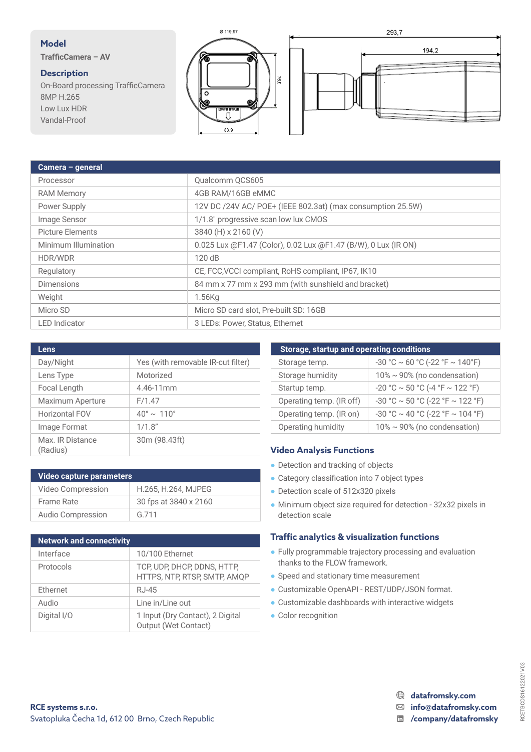## Model

**TrafficCamera – AV**

## Description

On-Board processing TrafficCamera
8MP H.265
Low Lux HDR
Vandal-Proof

Ø 119.97

76.9

83.9

293,7

194,2

| Camera – general | |
|---|---|
| Processor | Qualcomm QCS605 |
| RAM Memory | 4GB RAM/16GB eMMC |
| Power Supply | 12V DC /24V AC/ POE+ (IEEE 802.3at) (max consumption 25.5W) |
| Image Sensor | 1/1.8" progressive scan low lux CMOS |
| Picture Elements | 3840 (H) x 2160 (V) |
| Minimum Illumination | 0.025 Lux @F1.47 (Color), 0.02 Lux @F1.47 (B/W), 0 Lux (IR ON) |
| HDR/WDR | 120 dB |
| Regulatory | CE, FCC,VCCI compliant, RoHS compliant, IP67, IK10 |
| Dimensions | 84 mm x 77 mm x 293 mm (with sunshield and bracket) |
| Weight | 1.56Kg |
| Micro SD | Micro SD card slot, Pre-built SD: 16GB |
| LED Indicator | 3 LEDs: Power, Status, Ethernet |

| Lens | |
|---|---|
| Day/Night | Yes (with removable IR-cut filter) |
| Lens Type | Motorized |
| Focal Length | 4.46-11mm |
| Maximum Aperture | F/1.47 |
| Horizontal FOV | 40° ~ 110° |
| Image Format | 1/1.8" |
| Max. IR Distance (Radius) | 30m (98.43ft) |

| Video capture parameters | |
|---|---|
| Video Compression | H.265, H.264, MJPEG |
| Frame Rate | 30 fps at 3840 x 2160 |
| Audio Compression | G.711 |

| Network and connectivity | |
|---|---|
| Interface | 10/100 Ethernet |
| Protocols | TCP, UDP, DHCP, DDNS, HTTP, HTTPS, NTP, RTSP, SMTP, AMQP |
| Ethernet | RJ-45 |
| Audio | Line in/Line out |
| Digital I/O | 1 Input (Dry Contact), 2 Digital Output (Wet Contact) |

| Storage, startup and operating conditions | |
|---|---|
| Storage temp. | -30 °C ~ 60 °C (-22 °F ~ 140°F) |
| Storage humidity | 10% ~ 90% (no condensation) |
| Startup temp. | -20 °C ~ 50 °C (-4 °F ~ 122 °F) |
| Operating temp. (IR off) | -30 °C ~ 50 °C (-22 °F ~ 122 °F) |
| Operating temp. (IR on) | -30 °C ~ 40 °C (-22 °F ~ 104 °F) |
| Operating humidity | 10% ~ 90% (no condensation) |

## Video Analysis Functions

- Detection and tracking of objects
- Category classification into 7 object types
- Detection scale of 512x320 pixels
- Minimum object size required for detection - 32x32 pixels in detection scale

## Traffic analytics & visualization functions

- Fully programmable trajectory processing and evaluation thanks to the FLOW framework.
- Speed and stationary time measurement
- Customizable OpenAPI - REST/UDP/JSON format.
- Customizable dashboards with interactive widgets
- Color recognition

**RCE systems s.r.o.**
Svatopluka Čecha 1d, 612 00 Brno, Czech Republic

**datafromsky.com**
**info@datafromsky.com**
**/company/datafromsky**

RCETBCDS1612202V03